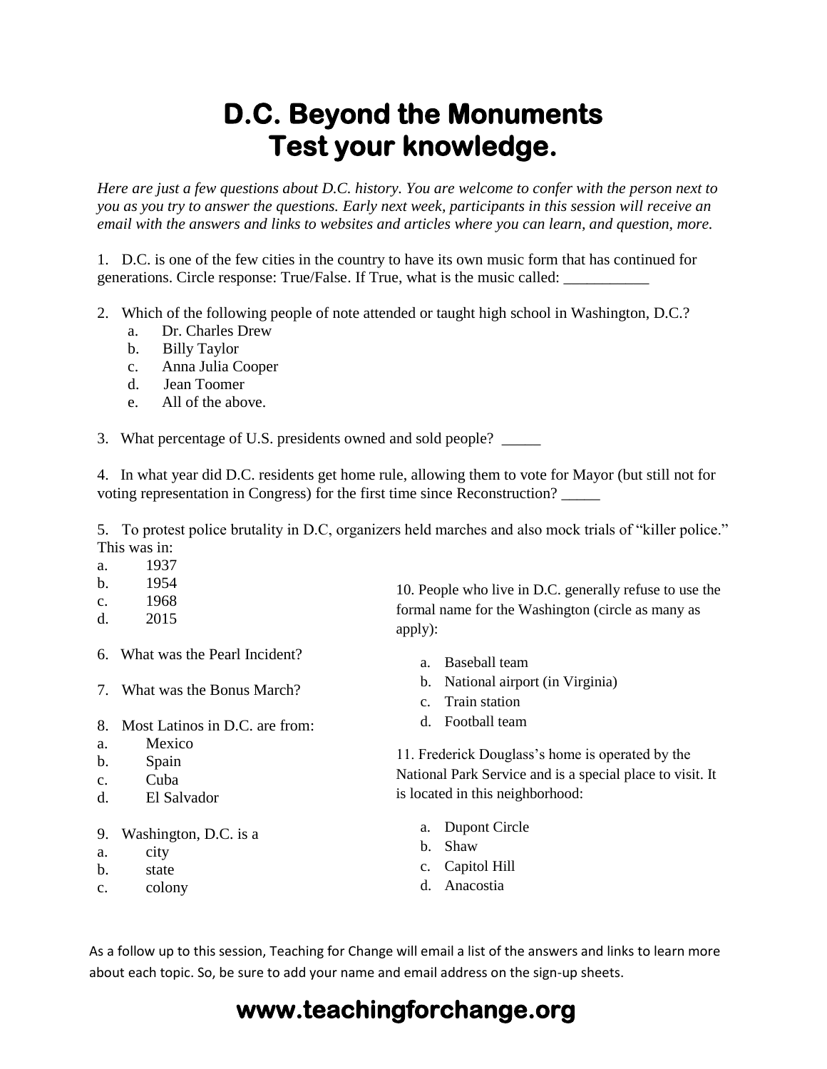# D.C. Beyond the Monuments
# Test your knowledge.

*Here are just a few questions about D.C. history. You are welcome to confer with the person next to you as you try to answer the questions. Early next week, participants in this session will receive an email with the answers and links to websites and articles where you can learn, and question, more.*

1. D.C. is one of the few cities in the country to have its own music form that has continued for generations. Circle response: True/False. If True, what is the music called: ___________

2. Which of the following people of note attended or taught high school in Washington, D.C.?
   a. Dr. Charles Drew
   b. Billy Taylor
   c. Anna Julia Cooper
   d. Jean Toomer
   e. All of the above.

3. What percentage of U.S. presidents owned and sold people? _____

4. In what year did D.C. residents get home rule, allowing them to vote for Mayor (but still not for voting representation in Congress) for the first time since Reconstruction? _____

5. To protest police brutality in D.C, organizers held marches and also mock trials of "killer police." This was in:
   a. 1937
   b. 1954
   c. 1968
   d. 2015

6. What was the Pearl Incident?

7. What was the Bonus March?

8. Most Latinos in D.C. are from:
   a. Mexico
   b. Spain
   c. Cuba
   d. El Salvador

9. Washington, D.C. is a
   a. city
   b. state
   c. colony

10. People who live in D.C. generally refuse to use the formal name for the Washington (circle as many as apply):
    a. Baseball team
    b. National airport (in Virginia)
    c. Train station
    d. Football team

11. Frederick Douglass's home is operated by the National Park Service and is a special place to visit. It is located in this neighborhood:
    a. Dupont Circle
    b. Shaw
    c. Capitol Hill
    d. Anacostia

As a follow up to this session, Teaching for Change will email a list of the answers and links to learn more about each topic. So, be sure to add your name and email address on the sign-up sheets.

## www.teachingforchange.org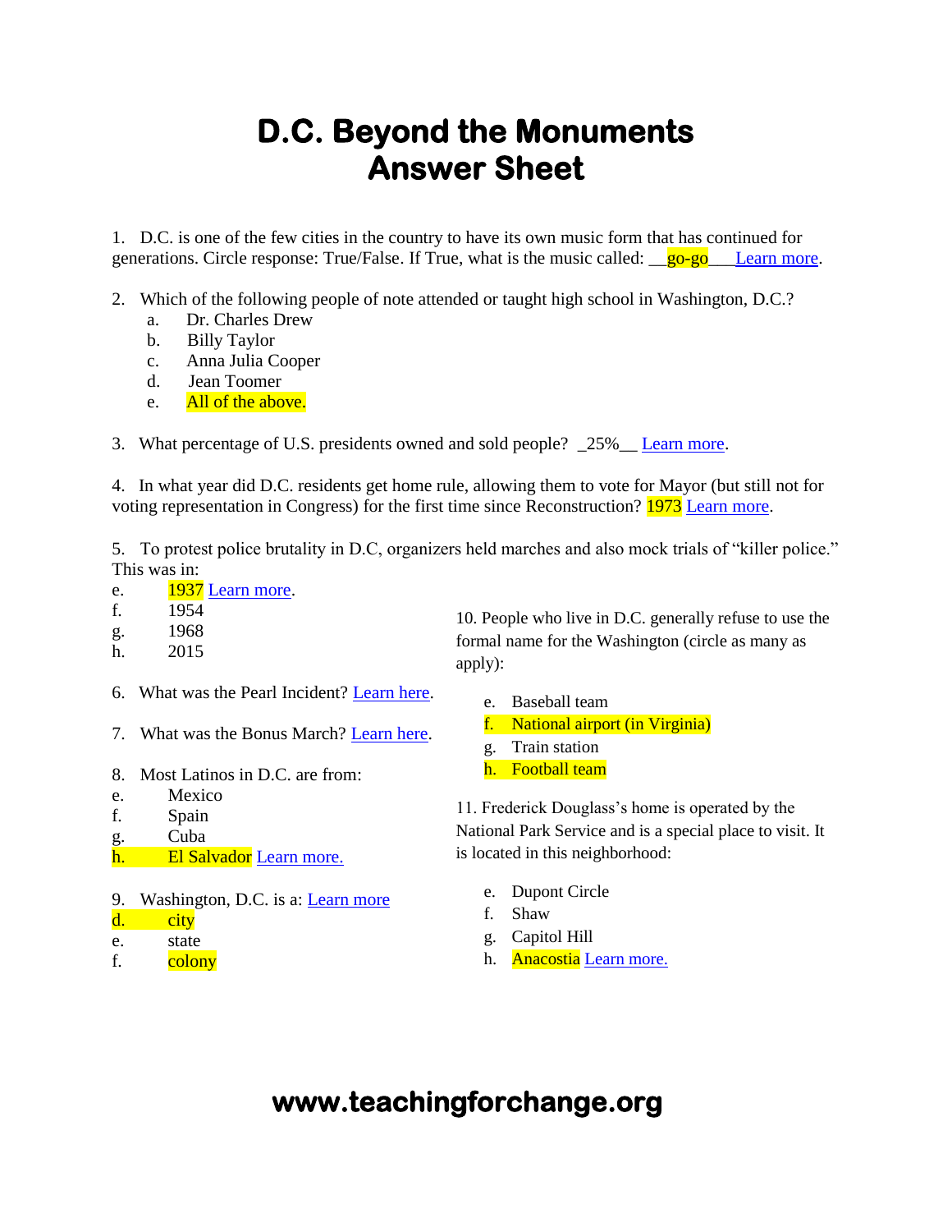# D.C. Beyond the Monuments
# Answer Sheet

1. D.C. is one of the few cities in the country to have its own music form that has continued for generations. Circle response: True/False. If True, what is the music called: __go-go___ Learn more.

2. Which of the following people of note attended or taught high school in Washington, D.C.?
   a. Dr. Charles Drew
   b. Billy Taylor
   c. Anna Julia Cooper
   d. Jean Toomer
   e. All of the above.

3. What percentage of U.S. presidents owned and sold people? _25%__ Learn more.

4. In what year did D.C. residents get home rule, allowing them to vote for Mayor (but still not for voting representation in Congress) for the first time since Reconstruction? 1973 Learn more.

5. To protest police brutality in D.C, organizers held marches and also mock trials of "killer police." This was in:
   e. 1937 Learn more.
   f. 1954
   g. 1968
   h. 2015

6. What was the Pearl Incident? Learn here.

7. What was the Bonus March? Learn here.

8. Most Latinos in D.C. are from:
   e. Mexico
   f. Spain
   g. Cuba
   h. El Salvador Learn more.

9. Washington, D.C. is a: Learn more
   d. city
   e. state
   f. colony

10. People who live in D.C. generally refuse to use the formal name for the Washington (circle as many as apply):
    e. Baseball team
    f. National airport (in Virginia)
    g. Train station
    h. Football team

11. Frederick Douglass's home is operated by the National Park Service and is a special place to visit. It is located in this neighborhood:
    e. Dupont Circle
    f. Shaw
    g. Capitol Hill
    h. Anacostia Learn more.

**www.teachingforchange.org**